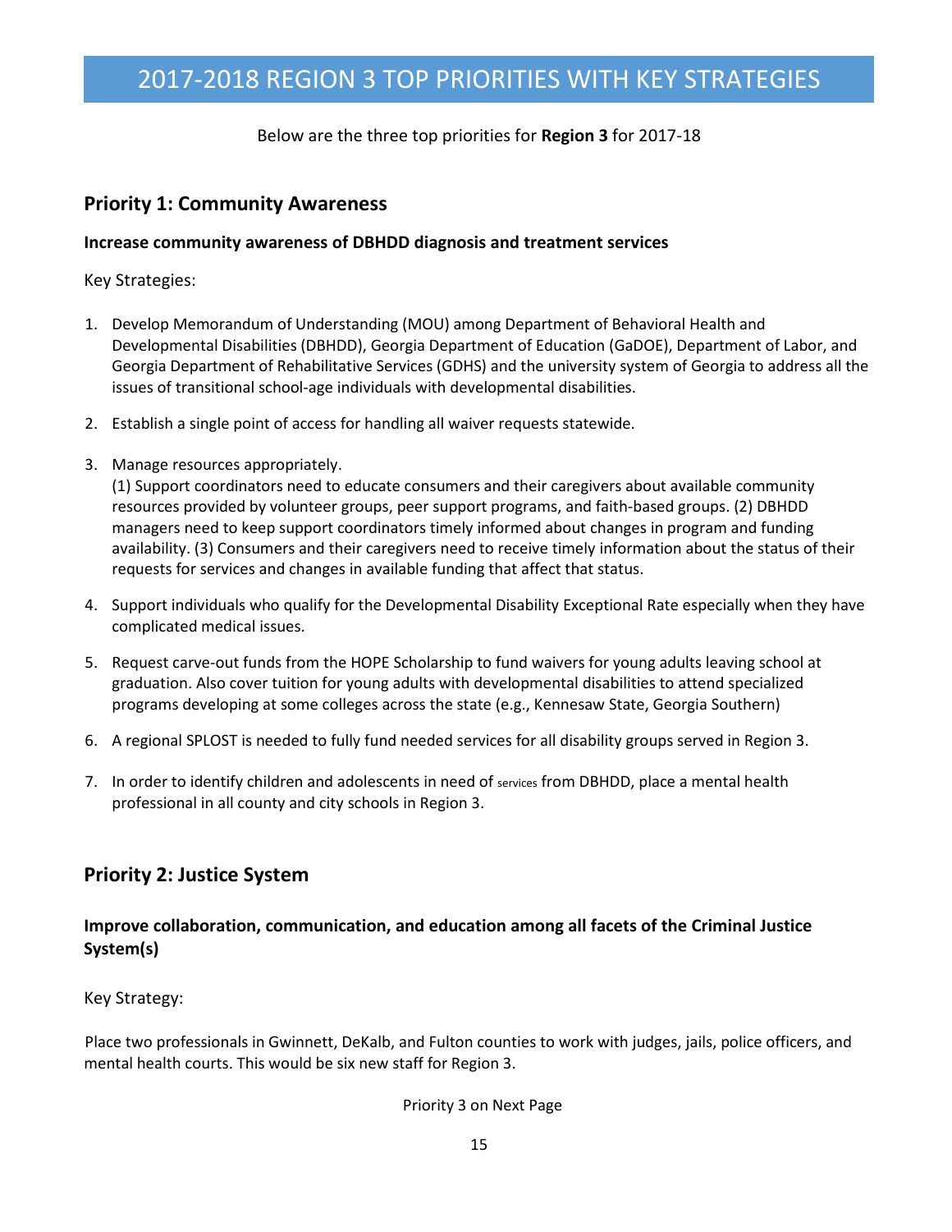# 2017-2018 REGION 3 TOP PRIORITIES WITH KEY STRATEGIES

Below are the three top priorities for **Region 3** for 2017-18

## Priority 1: Community Awareness

**Increase community awareness of DBHDD diagnosis and treatment services**

Key Strategies:

1. Develop Memorandum of Understanding (MOU) among Department of Behavioral Health and Developmental Disabilities (DBHDD), Georgia Department of Education (GaDOE), Department of Labor, and Georgia Department of Rehabilitative Services (GDHS) and the university system of Georgia to address all the issues of transitional school-age individuals with developmental disabilities.
2. Establish a single point of access for handling all waiver requests statewide.
3. Manage resources appropriately.
   (1) Support coordinators need to educate consumers and their caregivers about available community resources provided by volunteer groups, peer support programs, and faith-based groups. (2) DBHDD managers need to keep support coordinators timely informed about changes in program and funding availability. (3) Consumers and their caregivers need to receive timely information about the status of their requests for services and changes in available funding that affect that status.
4. Support individuals who qualify for the Developmental Disability Exceptional Rate especially when they have complicated medical issues.
5. Request carve-out funds from the HOPE Scholarship to fund waivers for young adults leaving school at graduation. Also cover tuition for young adults with developmental disabilities to attend specialized programs developing at some colleges across the state (e.g., Kennesaw State, Georgia Southern)
6. A regional SPLOST is needed to fully fund needed services for all disability groups served in Region 3.
7. In order to identify children and adolescents in need of services from DBHDD, place a mental health professional in all county and city schools in Region 3.

## Priority 2: Justice System

### Improve collaboration, communication, and education among all facets of the Criminal Justice System(s)

Key Strategy:

Place two professionals in Gwinnett, DeKalb, and Fulton counties to work with judges, jails, police officers, and mental health courts. This would be six new staff for Region 3.

Priority 3 on Next Page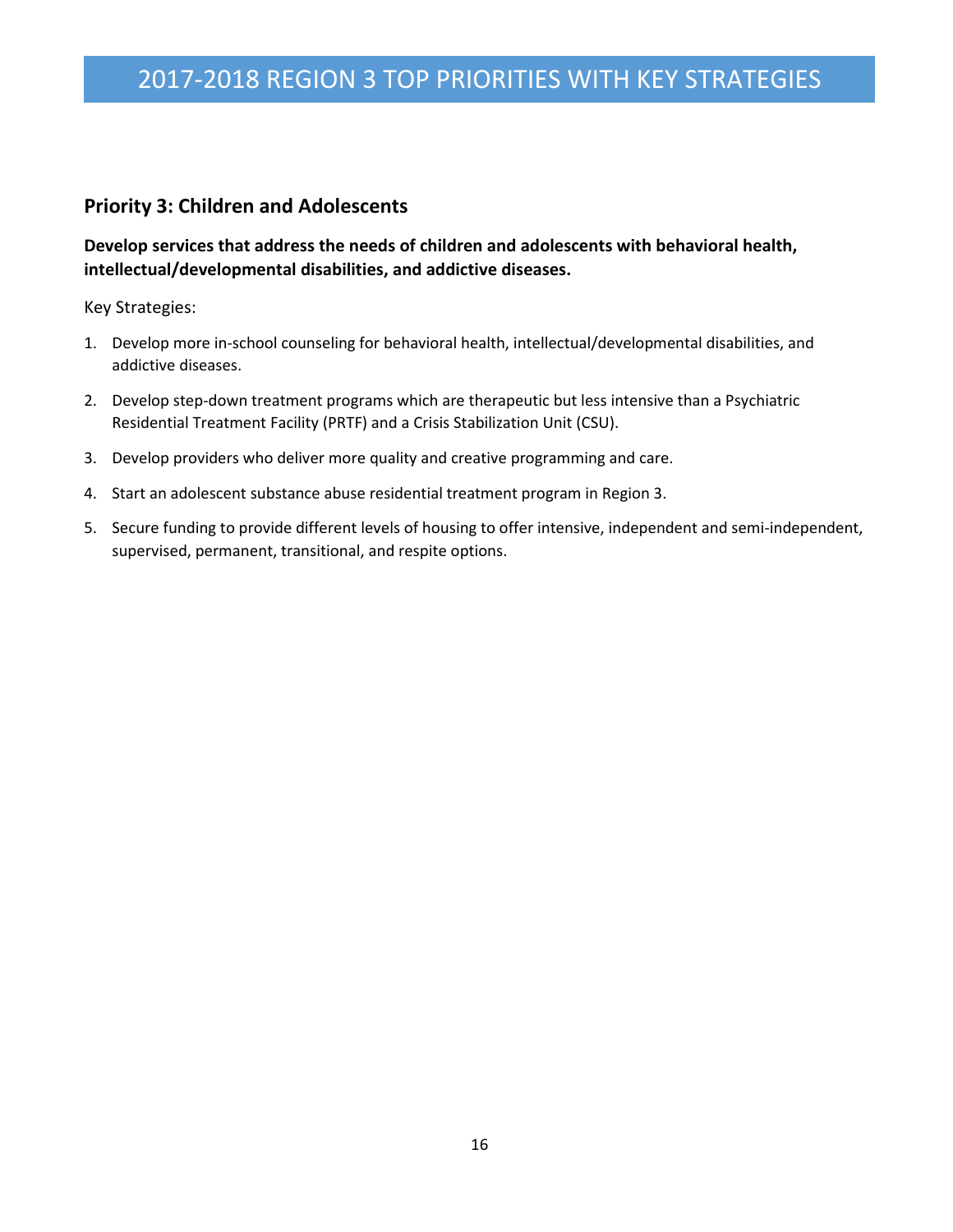# 2017-2018 REGION 3 TOP PRIORITIES WITH KEY STRATEGIES

## Priority 3: Children and Adolescents

**Develop services that address the needs of children and adolescents with behavioral health, intellectual/developmental disabilities, and addictive diseases.**

Key Strategies:

1. Develop more in-school counseling for behavioral health, intellectual/developmental disabilities, and addictive diseases.
2. Develop step-down treatment programs which are therapeutic but less intensive than a Psychiatric Residential Treatment Facility (PRTF) and a Crisis Stabilization Unit (CSU).
3. Develop providers who deliver more quality and creative programming and care.
4. Start an adolescent substance abuse residential treatment program in Region 3.
5. Secure funding to provide different levels of housing to offer intensive, independent and semi-independent, supervised, permanent, transitional, and respite options.